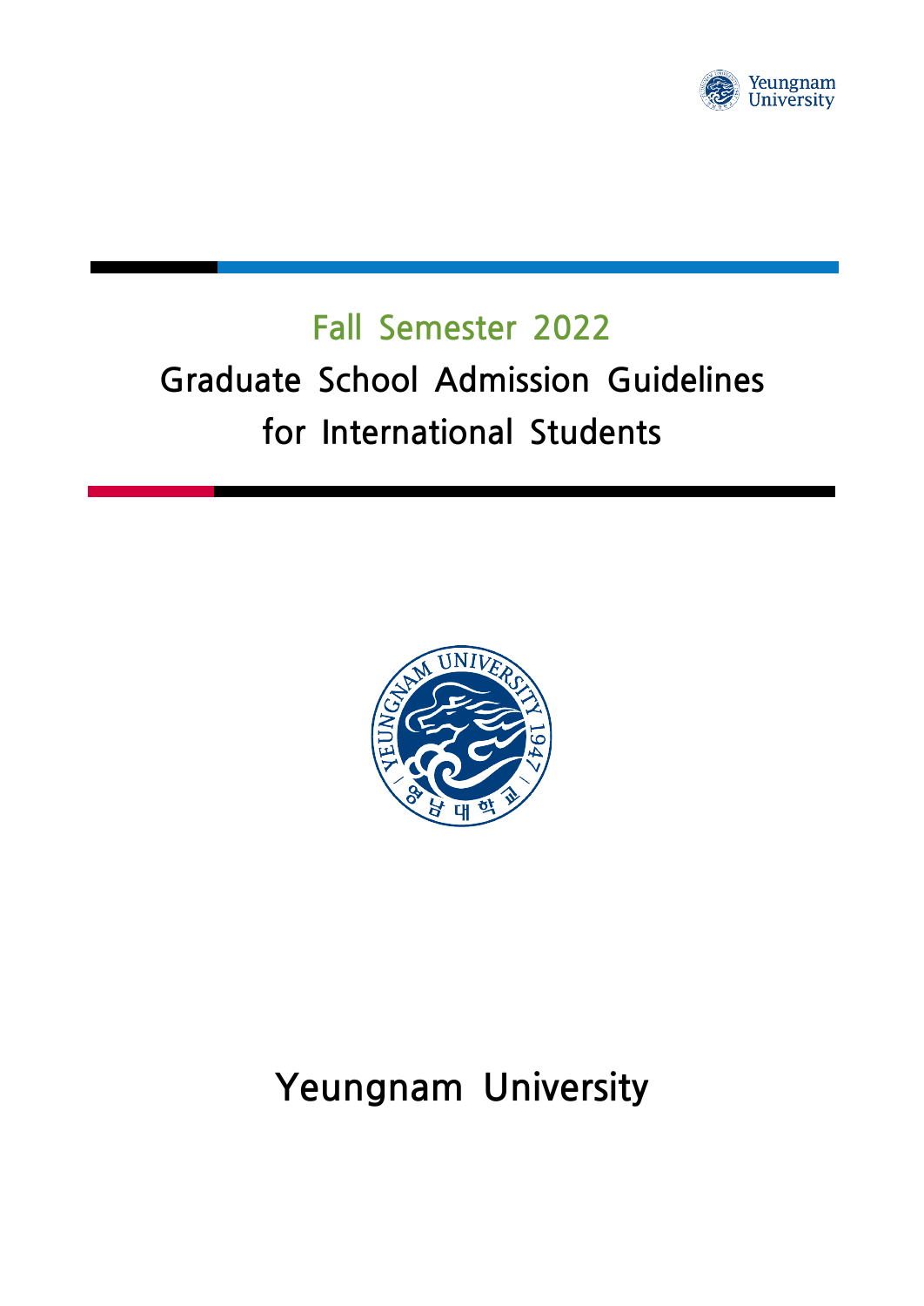# Fall Semester 2022

# Graduate School Admission Guidelines for International Students

Yeungnam University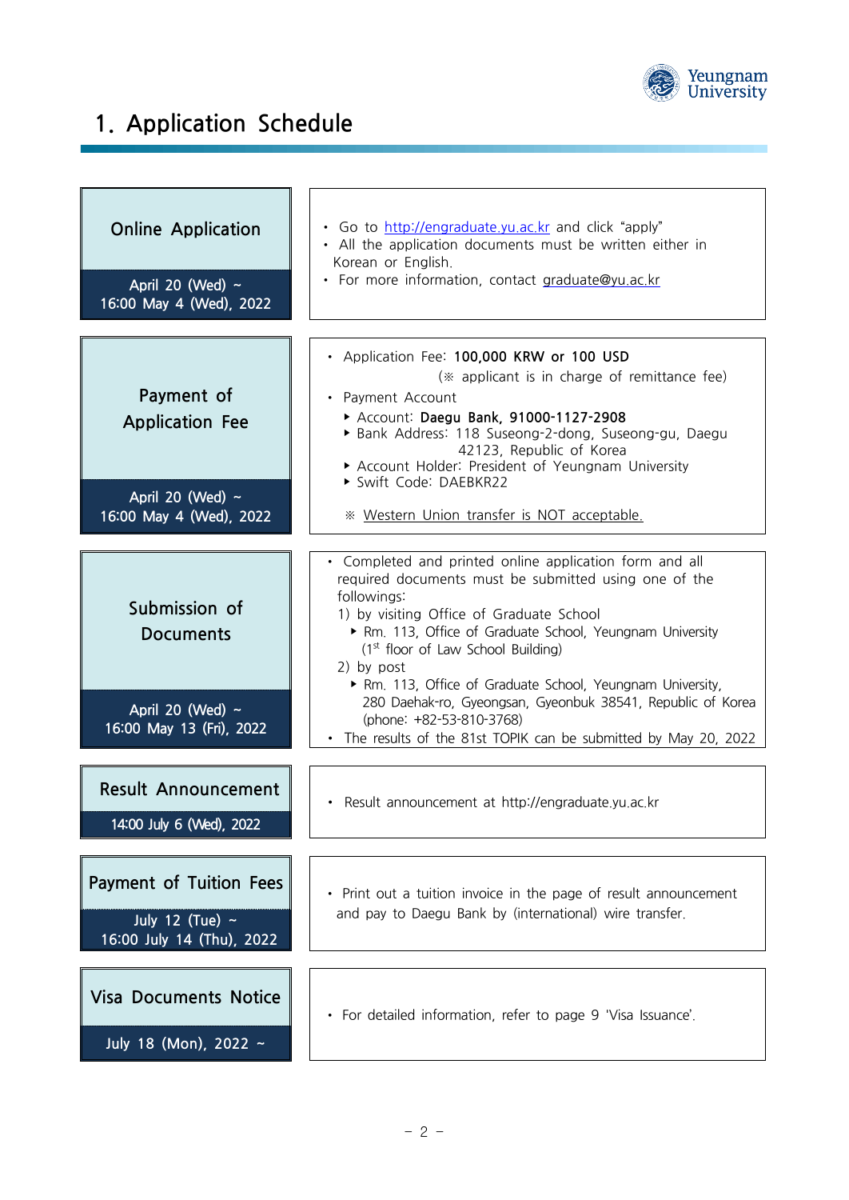# 1. Application Schedule

| Schedule | Details |
|---|---|
| **Online Application**<br>April 20 (Wed) ~ 16:00 May 4 (Wed), 2022 | • Go to http://engraduate.yu.ac.kr and click "apply"<br>• All the application documents must be written either in Korean or English.<br>• For more information, contact graduate@yu.ac.kr |
| **Payment of Application Fee**<br>April 20 (Wed) ~ 16:00 May 4 (Wed), 2022 | • Application Fee: **100,000 KRW or 100 USD**<br>(※ applicant is in charge of remittance fee)<br>• Payment Account<br>▸ Account: **Daegu Bank, 91000-1127-2908**<br>▸ Bank Address: 118 Suseong-2-dong, Suseong-gu, Daegu 42123, Republic of Korea<br>▸ Account Holder: President of Yeungnam University<br>▸ Swift Code: DAEBKR22<br>※ Western Union transfer is NOT acceptable. |
| **Submission of Documents**<br>April 20 (Wed) ~ 16:00 May 13 (Fri), 2022 | • Completed and printed online application form and all required documents must be submitted using one of the followings:<br>1) by visiting Office of Graduate School<br>▸ Rm. 113, Office of Graduate School, Yeungnam University (1st floor of Law School Building)<br>2) by post<br>▸ Rm. 113, Office of Graduate School, Yeungnam University, 280 Daehak-ro, Gyeongsan, Gyeonbuk 38541, Republic of Korea (phone: +82-53-810-3768)<br>• The results of the 81st TOPIK can be submitted by May 20, 2022 |
| **Result Announcement**<br>14:00 July 6 (Wed), 2022 | • Result announcement at http://engraduate.yu.ac.kr |
| **Payment of Tuition Fees**<br>July 12 (Tue) ~ 16:00 July 14 (Thu), 2022 | • Print out a tuition invoice in the page of result announcement and pay to Daegu Bank by (international) wire transfer. |
| **Visa Documents Notice**<br>July 18 (Mon), 2022 ~ | • For detailed information, refer to page 9 'Visa Issuance'. |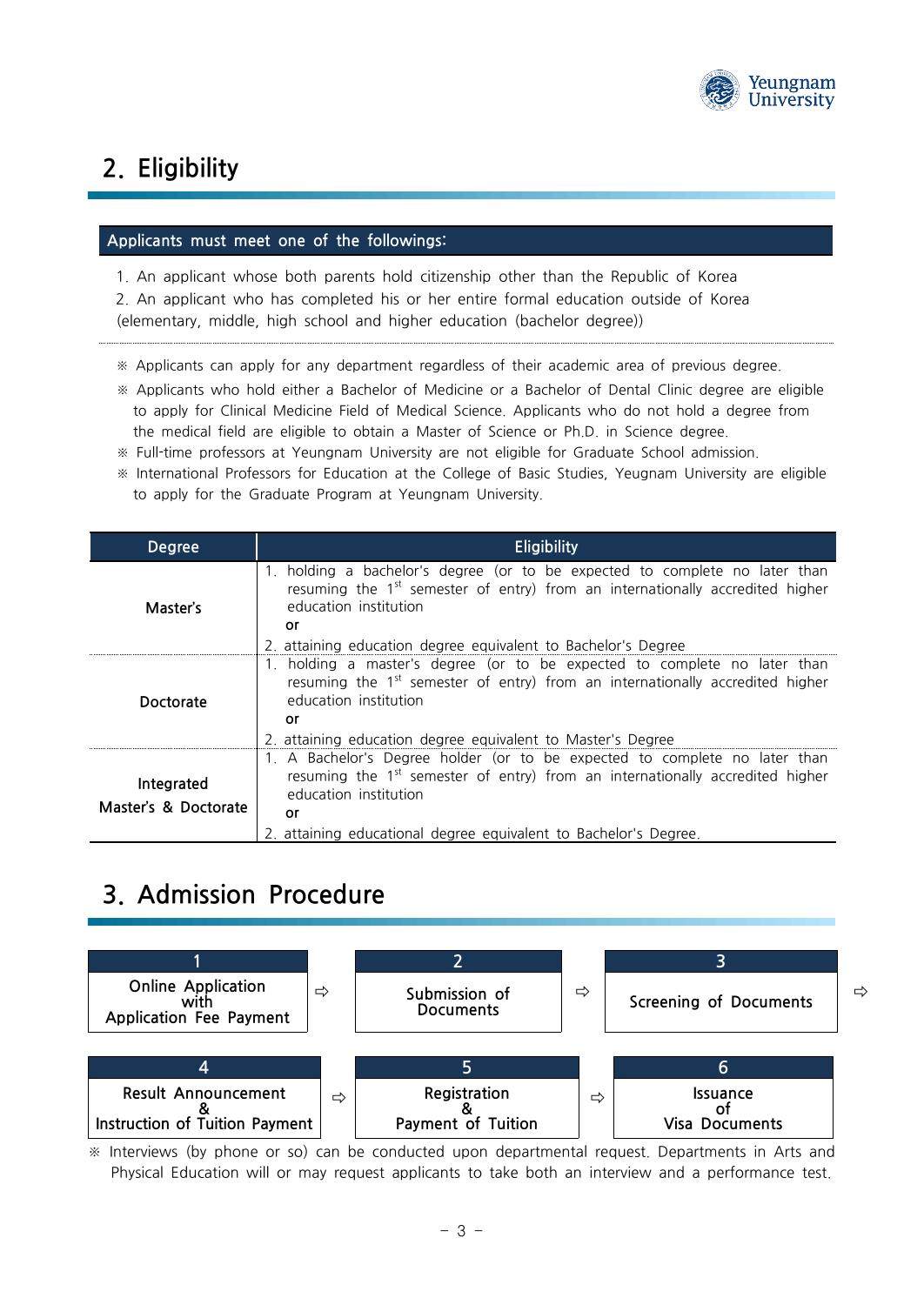## 2. Eligibility

**Applicants must meet one of the followings:**

1. An applicant whose both parents hold citizenship other than the Republic of Korea
2. An applicant who has completed his or her entire formal education outside of Korea (elementary, middle, high school and higher education (bachelor degree))

※ Applicants can apply for any department regardless of their academic area of previous degree.

※ Applicants who hold either a Bachelor of Medicine or a Bachelor of Dental Clinic degree are eligible to apply for Clinical Medicine Field of Medical Science. Applicants who do not hold a degree from the medical field are eligible to obtain a Master of Science or Ph.D. in Science degree.

※ Full-time professors at Yeungnam University are not eligible for Graduate School admission.

※ International Professors for Education at the College of Basic Studies, Yeugnam University are eligible to apply for the Graduate Program at Yeungnam University.

| Degree | Eligibility |
|---|---|
| Master's | 1. holding a bachelor's degree (or to be expected to complete no later than resuming the 1st semester of entry) from an internationally accredited higher education institution<br>or<br>2. attaining education degree equivalent to Bachelor's Degree |
| Doctorate | 1. holding a master's degree (or to be expected to complete no later than resuming the 1st semester of entry) from an internationally accredited higher education institution<br>or<br>2. attaining education degree equivalent to Master's Degree |
| Integrated Master's & Doctorate | 1. A Bachelor's Degree holder (or to be expected to complete no later than resuming the 1st semester of entry) from an internationally accredited higher education institution<br>or<br>2. attaining educational degree equivalent to Bachelor's Degree. |

## 3. Admission Procedure

1. Online Application with Application Fee Payment ⇨
2. Submission of Documents ⇨
3. Screening of Documents ⇨
4. Result Announcement & Instruction of Tuition Payment ⇨
5. Registration & Payment of Tuition ⇨
6. Issuance of Visa Documents

※ Interviews (by phone or so) can be conducted upon departmental request. Departments in Arts and Physical Education will or may request applicants to take both an interview and a performance test.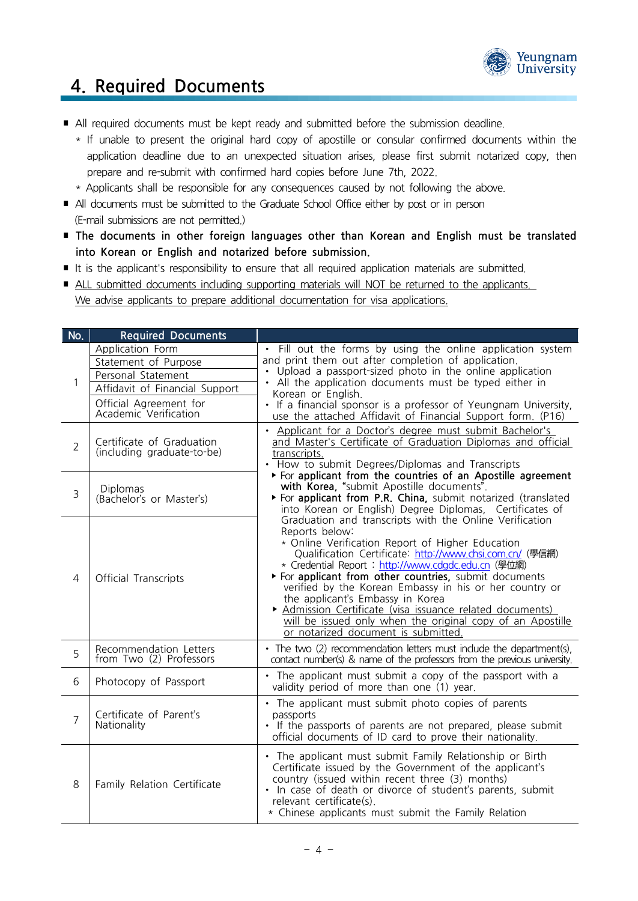## 4. Required Documents

- All required documents must be kept ready and submitted before the submission deadline.
  - * If unable to present the original hard copy of apostille or consular confirmed documents within the application deadline due to an unexpected situation arises, please first submit notarized copy, then prepare and re-submit with confirmed hard copies before June 7th, 2022.
  - * Applicants shall be responsible for any consequences caused by not following the above.
- All documents must be submitted to the Graduate School Office either by post or in person (E-mail submissions are not permitted.)
- **The documents in other foreign languages other than Korean and English must be translated into Korean or English and notarized before submission.**
- It is the applicant's responsibility to ensure that all required application materials are submitted.
- ALL submitted documents including supporting materials will NOT be returned to the applicants. We advise applicants to prepare additional documentation for visa applications.

| No. | Required Documents | |
|---|---|---|
| 1 | Application Form<br>Statement of Purpose<br>Personal Statement<br>Affidavit of Financial Support<br>Official Agreement for Academic Verification | • Fill out the forms by using the online application system and print them out after completion of application.<br>• Upload a passport-sized photo in the online application<br>• All the application documents must be typed either in Korean or English.<br>• If a financial sponsor is a professor of Yeungnam University, use the attached Affidavit of Financial Support form. (P16) |
| 2 | Certificate of Graduation (including graduate-to-be) | • Applicant for a Doctor's degree must submit Bachelor's and Master's Certificate of Graduation Diplomas and official transcripts.<br>• How to submit Degrees/Diplomas and Transcripts<br>▸ For **applicant from the countries of an Apostille agreement with Korea,** "submit Apostille documents".<br>▸ For **applicant from P.R. China,** submit notarized (translated into Korean or English) Degree Diplomas, Certificates of Graduation and transcripts with the Online Verification Reports below:<br>* Online Verification Report of Higher Education Qualification Certificate: http://www.chsi.com.cn/ (學信網)<br>* Credential Report : http://www.cdgdc.edu.cn (學位網)<br>▸ For **applicant from other countries,** submit documents verified by the Korean Embassy in his or her country or the applicant's Embassy in Korea<br>▸ Admission Certificate (visa issuance related documents) will be issued only when the original copy of an Apostille or notarized document is submitted. |
| 3 | Diplomas (Bachelor's or Master's) | |
| 4 | Official Transcripts | |
| 5 | Recommendation Letters from Two (2) Professors | • The two (2) recommendation letters must include the department(s), contact number(s) & name of the professors from the previous university. |
| 6 | Photocopy of Passport | • The applicant must submit a copy of the passport with a validity period of more than one (1) year. |
| 7 | Certificate of Parent's Nationality | • The applicant must submit photo copies of parents passports<br>• If the passports of parents are not prepared, please submit official documents of ID card to prove their nationality. |
| 8 | Family Relation Certificate | • The applicant must submit Family Relationship or Birth Certificate issued by the Government of the applicant's country (issued within recent three (3) months)<br>• In case of death or divorce of student's parents, submit relevant certificate(s).<br>* Chinese applicants must submit the Family Relation |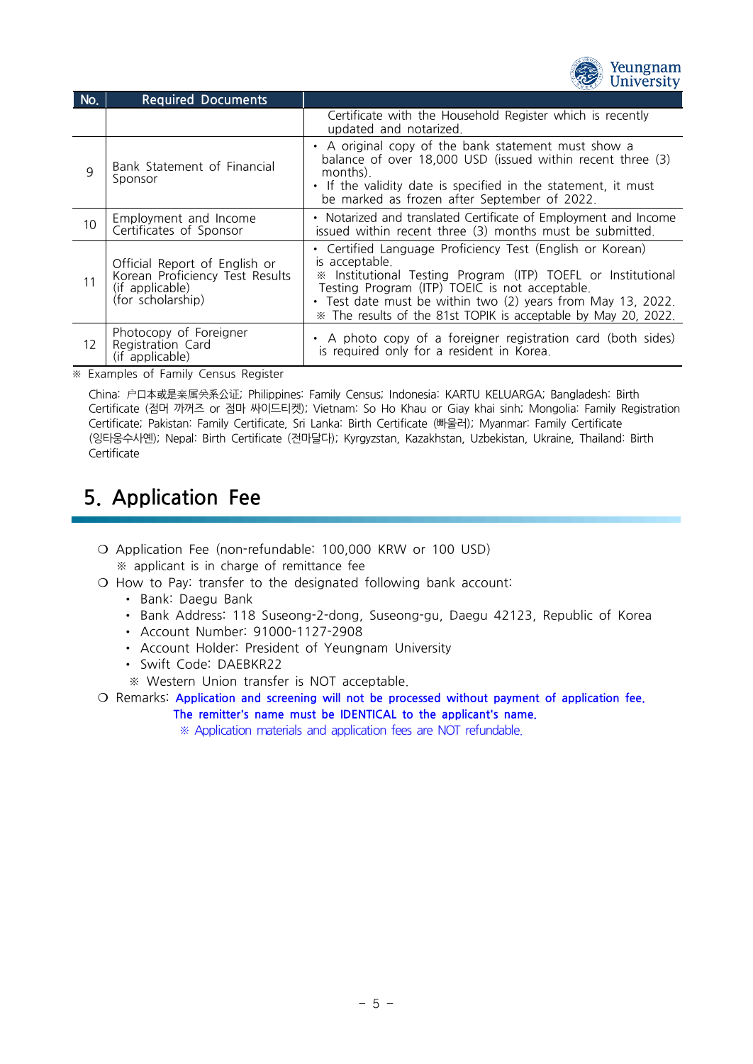| No. | Required Documents | |
|---|---|---|
| | | Certificate with the Household Register which is recently updated and notarized. |
| 9 | Bank Statement of Financial Sponsor | • A original copy of the bank statement must show a balance of over 18,000 USD (issued within recent three (3) months).<br>• If the validity date is specified in the statement, it must be marked as frozen after September of 2022. |
| 10 | Employment and Income Certificates of Sponsor | • Notarized and translated Certificate of Employment and Income issued within recent three (3) months must be submitted. |
| 11 | Official Report of English or Korean Proficiency Test Results (if applicable) (for scholarship) | • Certified Language Proficiency Test (English or Korean) is acceptable.<br>※ Institutional Testing Program (ITP) TOEFL or Institutional Testing Program (ITP) TOEIC is not acceptable.<br>• Test date must be within two (2) years from May 13, 2022.<br>※ The results of the 81st TOPIK is acceptable by May 20, 2022. |
| 12 | Photocopy of Foreigner Registration Card (if applicable) | • A photo copy of a foreigner registration card (both sides) is required only for a resident in Korea. |

※ Examples of Family Census Register

China: 户口本或是亲属关系公证; Philippines: Family Census; Indonesia: KARTU KELUARGA; Bangladesh: Birth Certificate (점머 까꺼즈 or 점마 싸이드티켓); Vietnam: So Ho Khau or Giay khai sinh; Mongolia: Family Registration Certificate; Pakistan: Family Certificate, Sri Lanka: Birth Certificate (빠울러); Myanmar: Family Certificate (잉타웅수사엔); Nepal: Birth Certificate (전마달다); Kyrgyzstan, Kazakhstan, Uzbekistan, Ukraine, Thailand: Birth Certificate

## 5. Application Fee

- ❍ Application Fee (non-refundable: 100,000 KRW or 100 USD)
  - ※ applicant is in charge of remittance fee
- ❍ How to Pay: transfer to the designated following bank account:
  - Bank: Daegu Bank
  - Bank Address: 118 Suseong-2-dong, Suseong-gu, Daegu 42123, Republic of Korea
  - Account Number: 91000-1127-2908
  - Account Holder: President of Yeungnam University
  - Swift Code: DAEBKR22
  - ※ Western Union transfer is NOT acceptable.
- ❍ Remarks: **Application and screening will not be processed without payment of application fee.**
  **The remitter's name must be IDENTICAL to the applicant's name.**
  ※ Application materials and application fees are NOT refundable.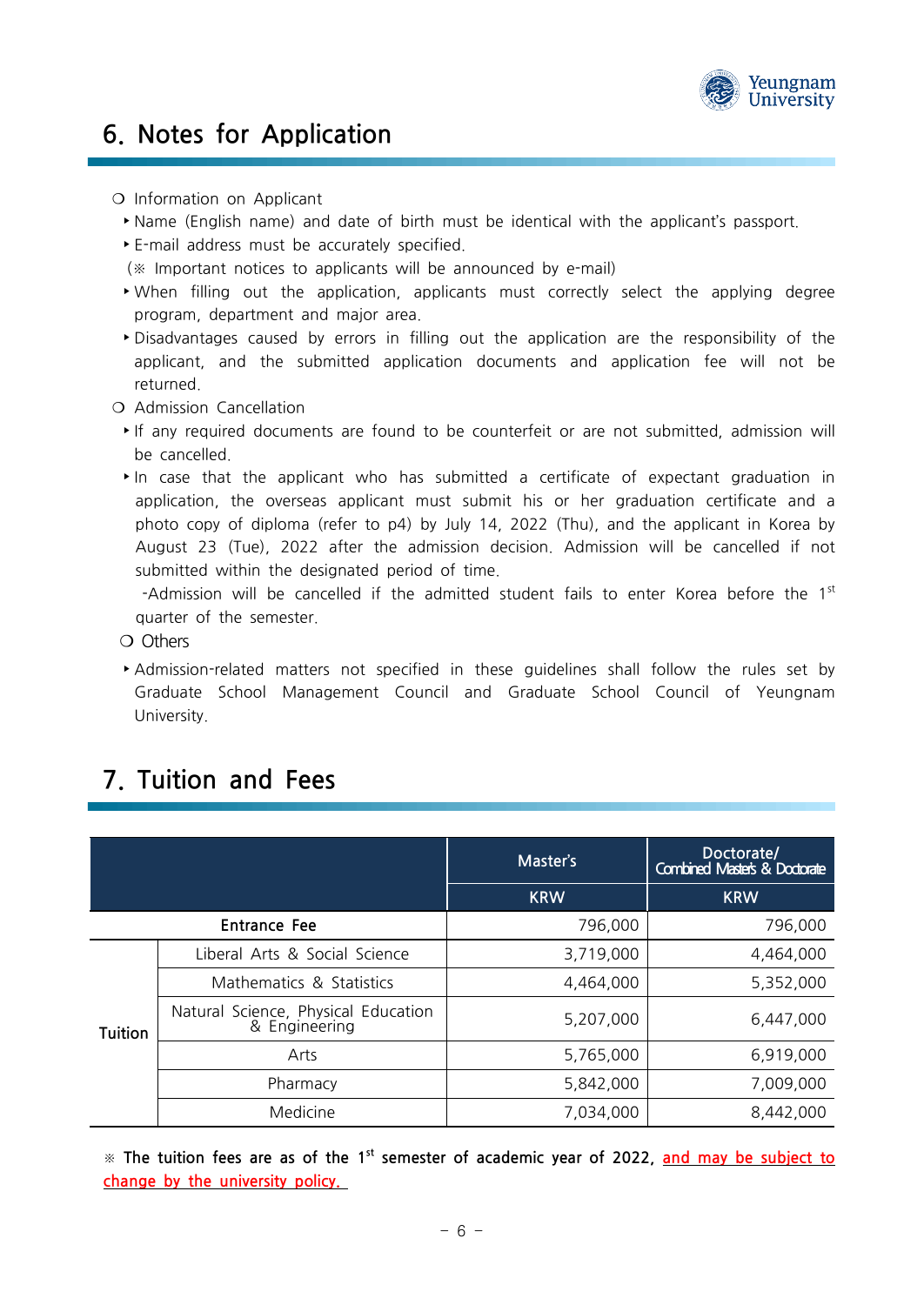## 6. Notes for Application

○ Information on Applicant

- Name (English name) and date of birth must be identical with the applicant's passport.
- E-mail address must be accurately specified.

(※ Important notices to applicants will be announced by e-mail)

- When filling out the application, applicants must correctly select the applying degree program, department and major area.
- Disadvantages caused by errors in filling out the application are the responsibility of the applicant, and the submitted application documents and application fee will not be returned.

○ Admission Cancellation

- If any required documents are found to be counterfeit or are not submitted, admission will be cancelled.
- In case that the applicant who has submitted a certificate of expectant graduation in application, the overseas applicant must submit his or her graduation certificate and a photo copy of diploma (refer to p4) by July 14, 2022 (Thu), and the applicant in Korea by August 23 (Tue), 2022 after the admission decision. Admission will be cancelled if not submitted within the designated period of time.

  -Admission will be cancelled if the admitted student fails to enter Korea before the 1st quarter of the semester.

○ Others

- Admission-related matters not specified in these guidelines shall follow the rules set by Graduate School Management Council and Graduate School Council of Yeungnam University.

## 7. Tuition and Fees

| | | Master's | Doctorate/ Combined Master's & Doctorate |
|---|---|---|---|
| | | KRW | KRW |
| Entrance Fee | | 796,000 | 796,000 |
| Tuition | Liberal Arts & Social Science | 3,719,000 | 4,464,000 |
| | Mathematics & Statistics | 4,464,000 | 5,352,000 |
| | Natural Science, Physical Education & Engineering | 5,207,000 | 6,447,000 |
| | Arts | 5,765,000 | 6,919,000 |
| | Pharmacy | 5,842,000 | 7,009,000 |
| | Medicine | 7,034,000 | 8,442,000 |

※ **The tuition fees are as of the 1st semester of academic year of 2022, and may be subject to change by the university policy.**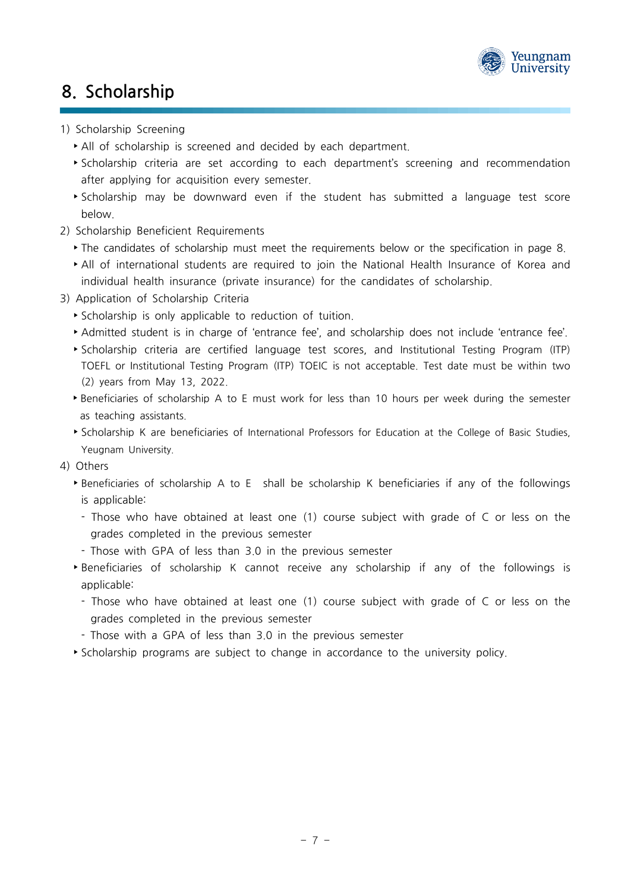# 8. Scholarship

1) Scholarship Screening
   - All of scholarship is screened and decided by each department.
   - Scholarship criteria are set according to each department's screening and recommendation after applying for acquisition every semester.
   - Scholarship may be downward even if the student has submitted a language test score below.
2) Scholarship Beneficient Requirements
   - The candidates of scholarship must meet the requirements below or the specification in page 8.
   - All of international students are required to join the National Health Insurance of Korea and individual health insurance (private insurance) for the candidates of scholarship.
3) Application of Scholarship Criteria
   - Scholarship is only applicable to reduction of tuition.
   - Admitted student is in charge of 'entrance fee', and scholarship does not include 'entrance fee'.
   - Scholarship criteria are certified language test scores, and Institutional Testing Program (ITP) TOEFL or Institutional Testing Program (ITP) TOEIC is not acceptable. Test date must be within two (2) years from May 13, 2022.
   - Beneficiaries of scholarship A to E must work for less than 10 hours per week during the semester as teaching assistants.
   - Scholarship K are beneficiaries of International Professors for Education at the College of Basic Studies, Yeugnam University.
4) Others
   - Beneficiaries of scholarship A to E shall be scholarship K beneficiaries if any of the followings is applicable:
     - Those who have obtained at least one (1) course subject with grade of C or less on the grades completed in the previous semester
     - Those with GPA of less than 3.0 in the previous semester
   - Beneficiaries of scholarship K cannot receive any scholarship if any of the followings is applicable:
     - Those who have obtained at least one (1) course subject with grade of C or less on the grades completed in the previous semester
     - Those with a GPA of less than 3.0 in the previous semester
   - Scholarship programs are subject to change in accordance to the university policy.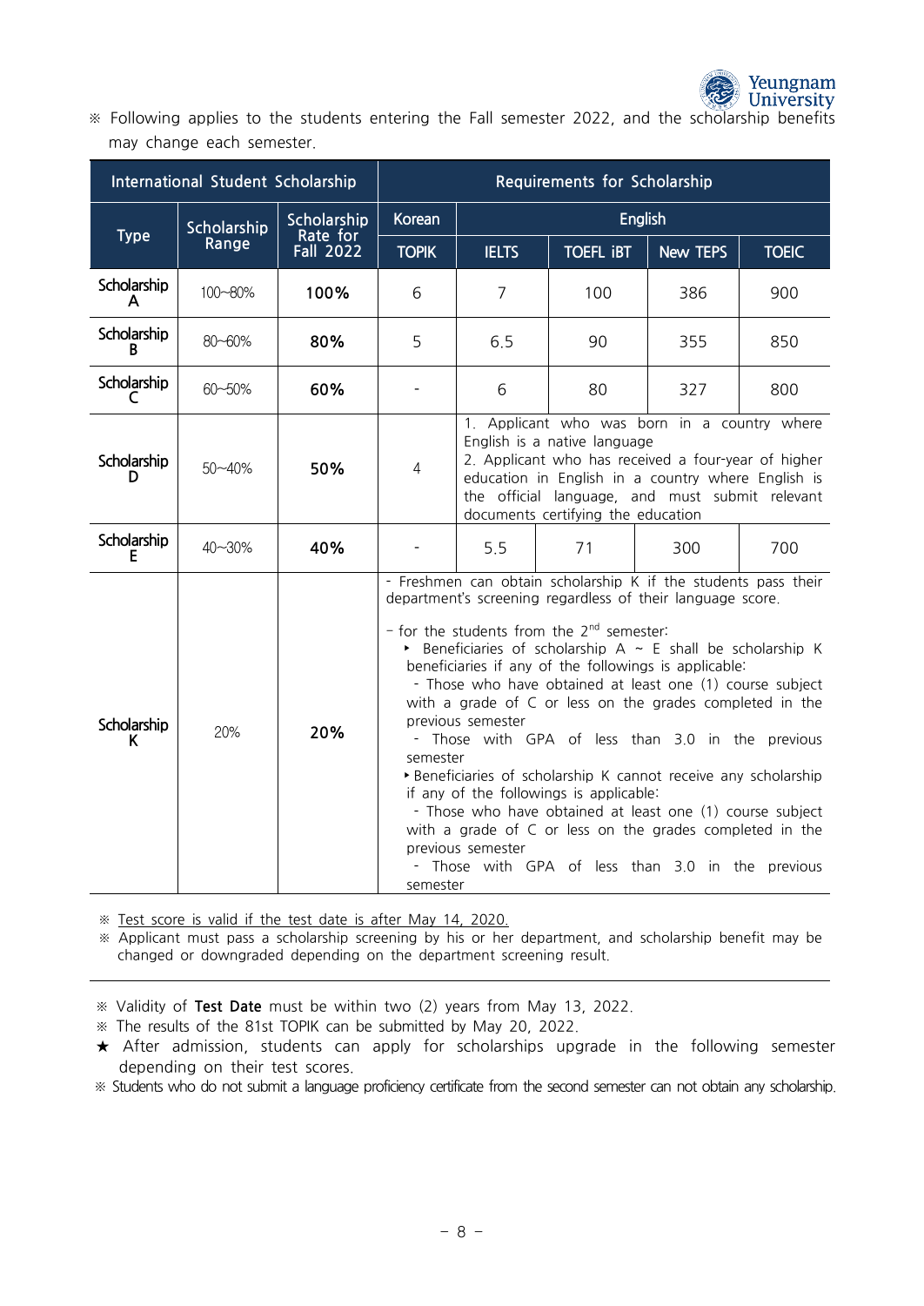※ Following applies to the students entering the Fall semester 2022, and the scholarship benefits may change each semester.

| International Student Scholarship | | | Requirements for Scholarship | | | | |
|---|---|---|---|---|---|---|---|
| Type | Scholarship Range | Scholarship Rate for Fall 2022 | Korean | English | | | |
| | | | TOPIK | IELTS | TOEFL iBT | New TEPS | TOEIC |
| Scholarship A | 100~80% | **100%** | 6 | 7 | 100 | 386 | 900 |
| Scholarship B | 80~60% | **80%** | 5 | 6.5 | 90 | 355 | 850 |
| Scholarship C | 60~50% | **60%** | - | 6 | 80 | 327 | 800 |
| Scholarship D | 50~40% | **50%** | 4 | 1. Applicant who was born in a country where English is a native language<br>2. Applicant who has received a four-year of higher education in English in a country where English is the official language, and must submit relevant documents certifying the education | | | |
| Scholarship E | 40~30% | **40%** | - | 5.5 | 71 | 300 | 700 |
| Scholarship K | 20% | **20%** | - Freshmen can obtain scholarship K if the students pass their department's screening regardless of their language score.<br><br>- for the students from the 2nd semester:<br>‣ Beneficiaries of scholarship A ~ E shall be scholarship K beneficiaries if any of the followings is applicable:<br>- Those who have obtained at least one (1) course subject with a grade of C or less on the grades completed in the previous semester<br>- Those with GPA of less than 3.0 in the previous semester<br>‣ Beneficiaries of scholarship K cannot receive any scholarship if any of the followings is applicable:<br>- Those who have obtained at least one (1) course subject with a grade of C or less on the grades completed in the previous semester<br>- Those with GPA of less than 3.0 in the previous semester | | | | |

※ Test score is valid if the test date is after May 14, 2020.

※ Applicant must pass a scholarship screening by his or her department, and scholarship benefit may be changed or downgraded depending on the department screening result.

---

※ Validity of **Test Date** must be within two (2) years from May 13, 2022.

※ The results of the 81st TOPIK can be submitted by May 20, 2022.

★ After admission, students can apply for scholarships upgrade in the following semester depending on their test scores.

※ Students who do not submit a language proficiency certificate from the second semester can not obtain any scholarship.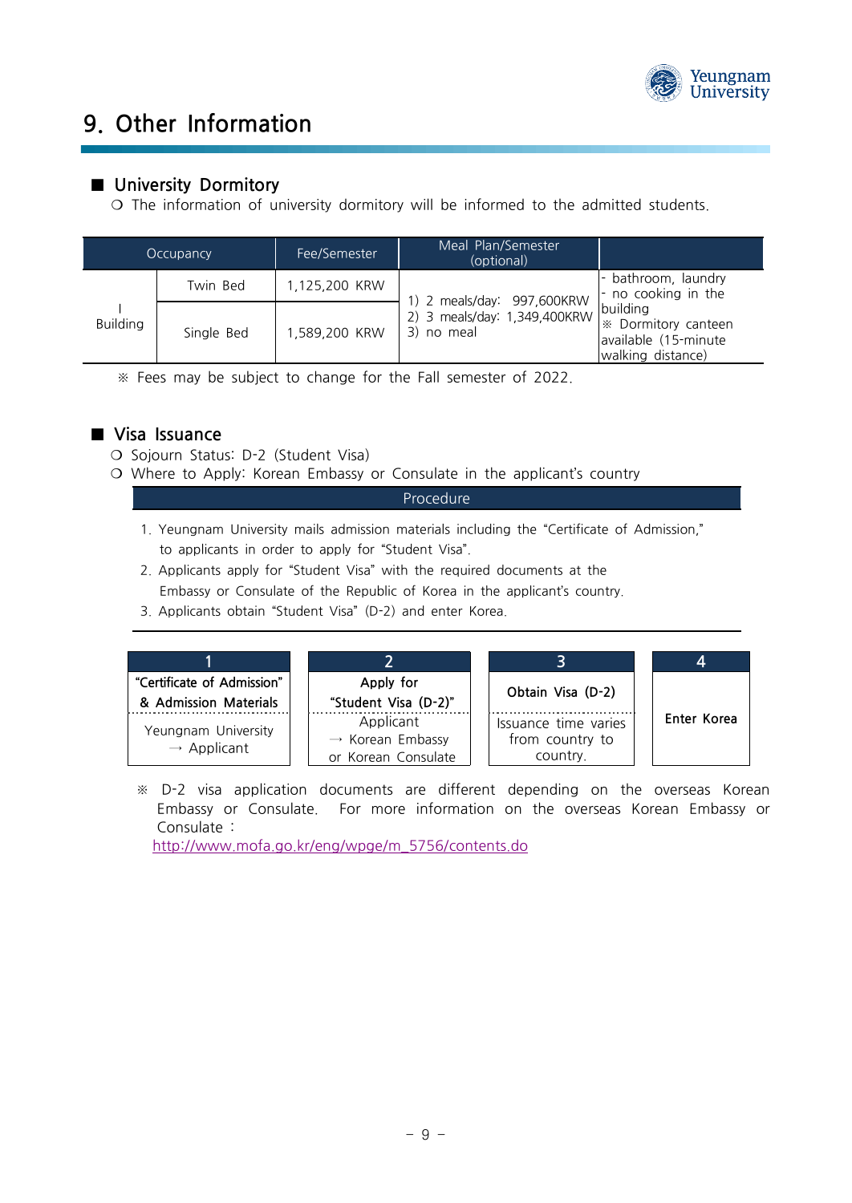# 9. Other Information

## ■ University Dormitory

❍ The information of university dormitory will be informed to the admitted students.

| Occupancy | | Fee/Semester | Meal Plan/Semester (optional) | |
|---|---|---|---|---|
| I Building | Twin Bed | 1,125,200 KRW | 1) 2 meals/day: 997,600KRW<br>2) 3 meals/day: 1,349,400KRW<br>3) no meal | - bathroom, laundry<br>- no cooking in the building<br>※ Dormitory canteen available (15-minute walking distance) |
| | Single Bed | 1,589,200 KRW | | |

※ Fees may be subject to change for the Fall semester of 2022.

## ■ Visa Issuance

❍ Sojourn Status: D-2 (Student Visa)

❍ Where to Apply: Korean Embassy or Consulate in the applicant's country

| Procedure |
|---|
| 1. Yeungnam University mails admission materials including the "Certificate of Admission," to applicants in order to apply for "Student Visa".<br>2. Applicants apply for "Student Visa" with the required documents at the Embassy or Consulate of the Republic of Korea in the applicant's country.<br>3. Applicants obtain "Student Visa" (D-2) and enter Korea. |

| 1 | 2 | 3 | 4 |
|---|---|---|---|
| "Certificate of Admission" & Admission Materials | Apply for "Student Visa (D-2)" | Obtain Visa (D-2) | Enter Korea |
| Yeungnam University → Applicant | Applicant → Korean Embassy or Korean Consulate | Issuance time varies from country to country. | |

※ D-2 visa application documents are different depending on the overseas Korean Embassy or Consulate. For more information on the overseas Korean Embassy or Consulate :
http://www.mofa.go.kr/eng/wpge/m_5756/contents.do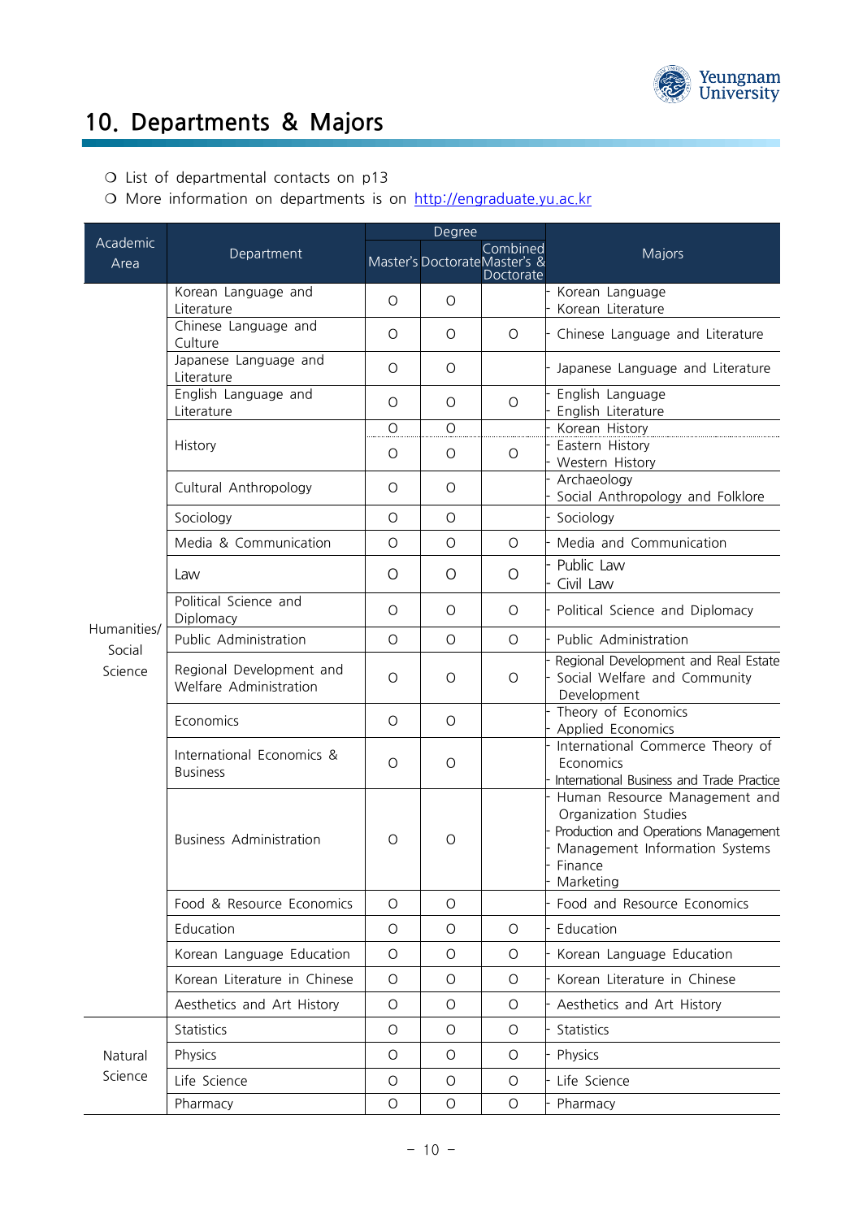# 10. Departments & Majors

- ❍ List of departmental contacts on p13
- ❍ More information on departments is on http://engraduate.yu.ac.kr

| Academic Area | Department | Degree | | | Majors |
|---|---|---|---|---|---|
| | | Master's | Doctorate | Combined Master's & Doctorate | |
| Humanities/ Social Science | Korean Language and Literature | O | O | | - Korean Language<br>- Korean Literature |
| | Chinese Language and Culture | O | O | O | - Chinese Language and Literature |
| | Japanese Language and Literature | O | O | | - Japanese Language and Literature |
| | English Language and Literature | O | O | O | - English Language<br>- English Literature |
| | History | O | O | | - Korean History |
| | | O | O | O | - Eastern History<br>- Western History |
| | Cultural Anthropology | O | O | | - Archaeology<br>- Social Anthropology and Folklore |
| | Sociology | O | O | | - Sociology |
| | Media & Communication | O | O | O | - Media and Communication |
| | Law | O | O | O | - Public Law<br>- Civil Law |
| | Political Science and Diplomacy | O | O | O | - Political Science and Diplomacy |
| | Public Administration | O | O | O | - Public Administration |
| | Regional Development and Welfare Administration | O | O | O | - Regional Development and Real Estate<br>- Social Welfare and Community Development |
| | Economics | O | O | | - Theory of Economics<br>- Applied Economics |
| | International Economics & Business | O | O | | - International Commerce Theory of Economics<br>- International Business and Trade Practice |
| | Business Administration | O | O | | - Human Resource Management and Organization Studies<br>- Production and Operations Management<br>- Management Information Systems<br>- Finance<br>- Marketing |
| | Food & Resource Economics | O | O | | - Food and Resource Economics |
| | Education | O | O | O | - Education |
| | Korean Language Education | O | O | O | - Korean Language Education |
| | Korean Literature in Chinese | O | O | O | - Korean Literature in Chinese |
| | Aesthetics and Art History | O | O | O | - Aesthetics and Art History |
| Natural Science | Statistics | O | O | O | - Statistics |
| | Physics | O | O | O | - Physics |
| | Life Science | O | O | O | - Life Science |
| | Pharmacy | O | O | O | - Pharmacy |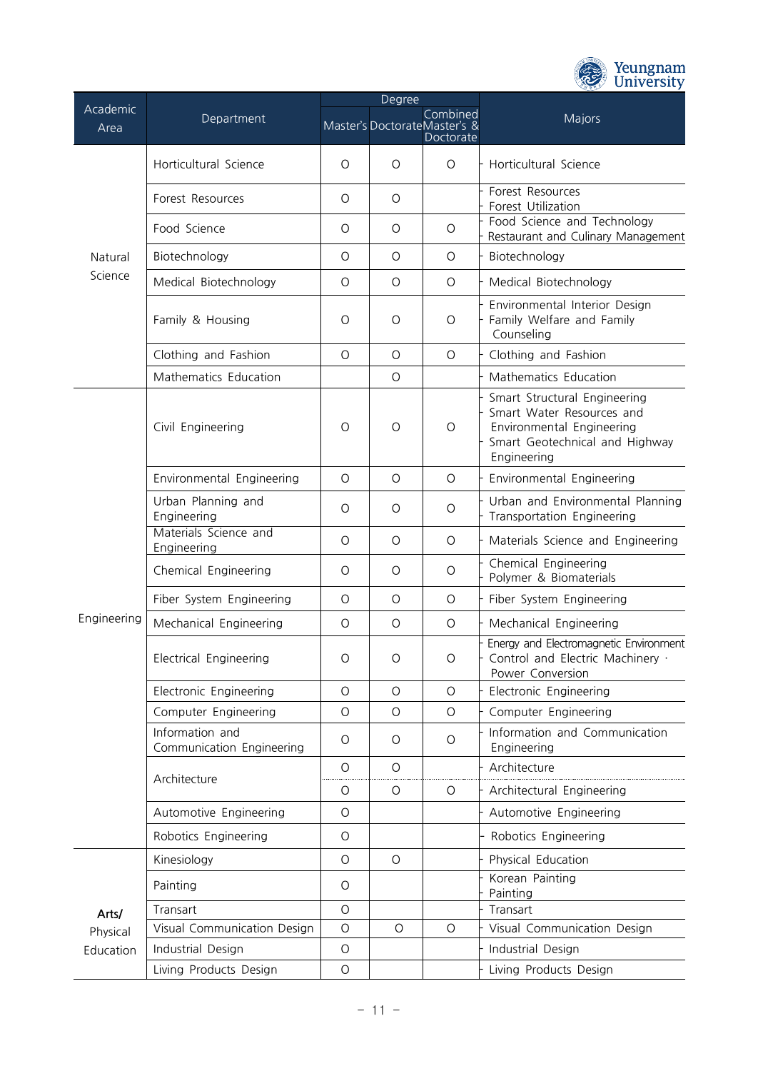| Academic Area | Department | Degree | | | Majors |
|---|---|---|---|---|---|
| | | Master's | Doctorate | Combined Master's & Doctorate | |
| Natural Science | Horticultural Science | O | O | O | - Horticultural Science |
| | Forest Resources | O | O | | - Forest Resources<br>- Forest Utilization |
| | Food Science | O | O | O | - Food Science and Technology<br>- Restaurant and Culinary Management |
| | Biotechnology | O | O | O | - Biotechnology |
| | Medical Biotechnology | O | O | O | - Medical Biotechnology |
| | Family & Housing | O | O | O | - Environmental Interior Design<br>- Family Welfare and Family Counseling |
| | Clothing and Fashion | O | O | O | - Clothing and Fashion |
| | Mathematics Education | | O | | - Mathematics Education |
| Engineering | Civil Engineering | O | O | O | - Smart Structural Engineering<br>- Smart Water Resources and Environmental Engineering<br>- Smart Geotechnical and Highway Engineering |
| | Environmental Engineering | O | O | O | - Environmental Engineering |
| | Urban Planning and Engineering | O | O | O | - Urban and Environmental Planning<br>- Transportation Engineering |
| | Materials Science and Engineering | O | O | O | - Materials Science and Engineering |
| | Chemical Engineering | O | O | O | - Chemical Engineering<br>- Polymer & Biomaterials |
| | Fiber System Engineering | O | O | O | - Fiber System Engineering |
| | Mechanical Engineering | O | O | O | - Mechanical Engineering |
| | Electrical Engineering | O | O | O | - Energy and Electromagnetic Environment<br>- Control and Electric Machinery · Power Conversion |
| | Electronic Engineering | O | O | O | - Electronic Engineering |
| | Computer Engineering | O | O | O | - Computer Engineering |
| | Information and Communication Engineering | O | O | O | - Information and Communication Engineering |
| | Architecture | O | O | | - Architecture |
| | | O | O | O | - Architectural Engineering |
| | Automotive Engineering | O | | | - Automotive Engineering |
| | Robotics Engineering | O | | | - Robotics Engineering |
| Arts/ Physical Education | Kinesiology | O | O | | - Physical Education |
| | Painting | O | | | - Korean Painting<br>- Painting |
| | Transart | O | | | - Transart |
| | Visual Communication Design | O | O | O | - Visual Communication Design |
| | Industrial Design | O | | | - Industrial Design |
| | Living Products Design | O | | | - Living Products Design |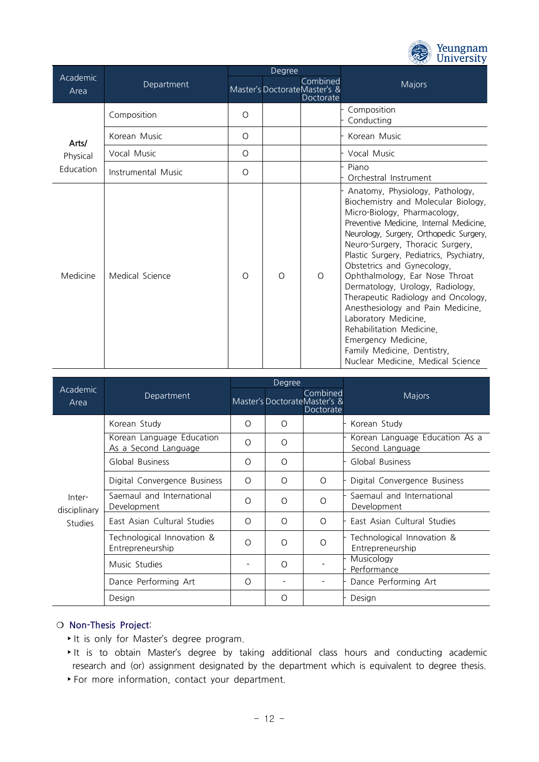| Academic Area | Department | Degree | | | Majors |
|---|---|---|---|---|---|
| | | Master's | Doctorate | Combined Master's & Doctorate | |
| Arts/ Physical Education | Composition | O | | | - Composition<br>- Conducting |
| | Korean Music | O | | | - Korean Music |
| | Vocal Music | O | | | - Vocal Music |
| | Instrumental Music | O | | | - Piano<br>- Orchestral Instrument |
| Medicine | Medical Science | O | O | O | - Anatomy, Physiology, Pathology, Biochemistry and Molecular Biology, Micro-Biology, Pharmacology, Preventive Medicine, Internal Medicine, Neurology, Surgery, Orthopedic Surgery, Neuro-Surgery, Thoracic Surgery, Plastic Surgery, Pediatrics, Psychiatry, Obstetrics and Gynecology, Ophthalmology, Ear Nose Throat Dermatology, Urology, Radiology, Therapeutic Radiology and Oncology, Anesthesiology and Pain Medicine, Laboratory Medicine, Rehabilitation Medicine, Emergency Medicine, Family Medicine, Dentistry, Nuclear Medicine, Medical Science |

| Academic Area | Department | Degree | | | Majors |
|---|---|---|---|---|---|
| | | Master's | Doctorate | Combined Master's & Doctorate | |
| Inter-disciplinary Studies | Korean Study | O | O | | - Korean Study |
| | Korean Language Education As a Second Language | O | O | | - Korean Language Education As a Second Language |
| | Global Business | O | O | | - Global Business |
| | Digital Convergence Business | O | O | O | - Digital Convergence Business |
| | Saemaul and International Development | O | O | O | - Saemaul and International Development |
| | East Asian Cultural Studies | O | O | O | - East Asian Cultural Studies |
| | Technological Innovation & Entrepreneurship | O | O | O | - Technological Innovation & Entrepreneurship |
| | Music Studies | - | O | - | - Musicology<br>- Performance |
| | Dance Performing Art | O | - | - | - Dance Performing Art |
| | Design | | O | | - Design |

❍ **Non-Thesis Project:**

- It is only for Master's degree program.
- It is to obtain Master's degree by taking additional class hours and conducting academic research and (or) assignment designated by the department which is equivalent to degree thesis.
- For more information, contact your department.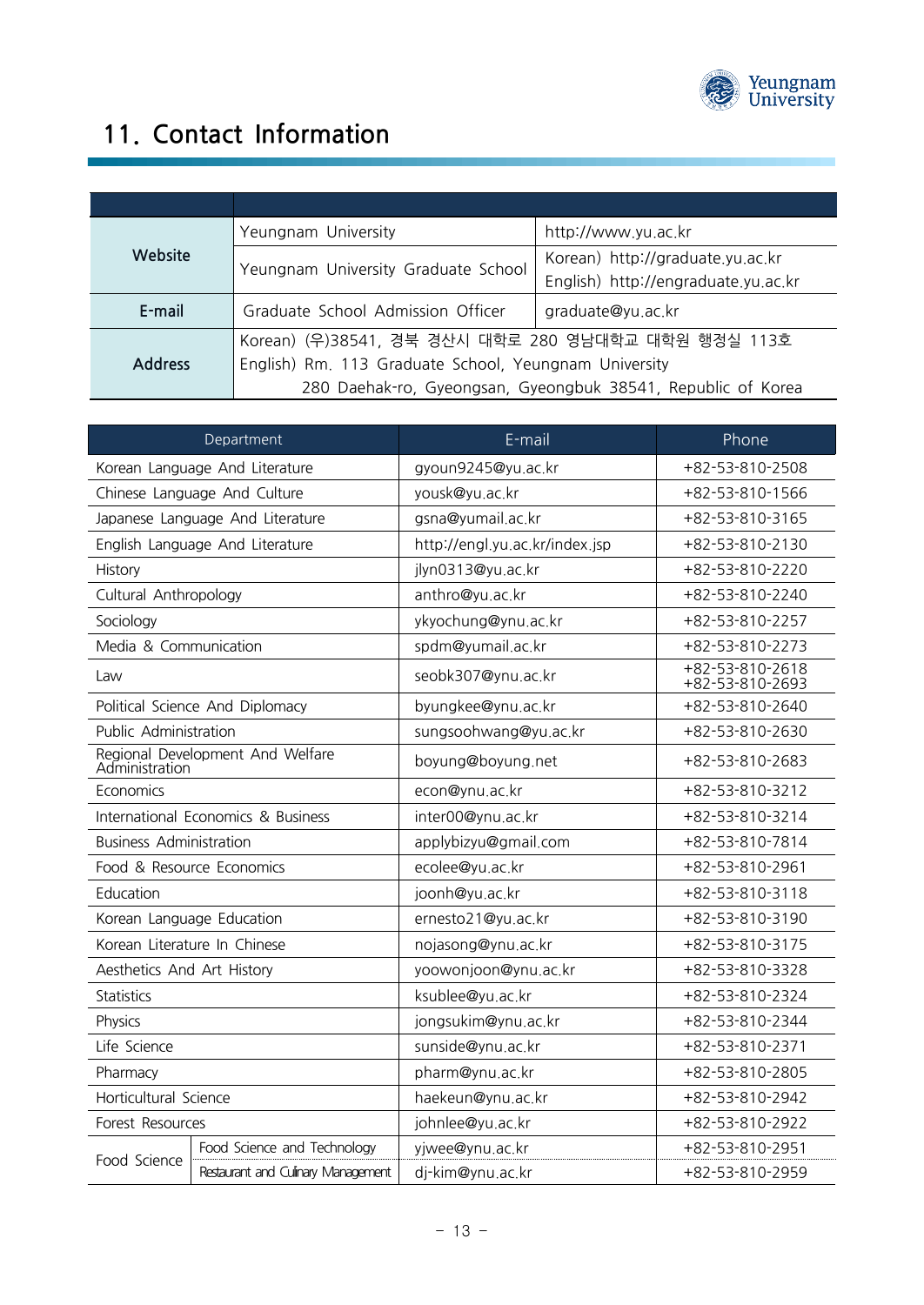# 11. Contact Information

| | | |
|---|---|---|
| Website | Yeungnam University | http://www.yu.ac.kr |
| | Yeungnam University Graduate School | Korean) http://graduate.yu.ac.kr<br>English) http://engraduate.yu.ac.kr |
| E-mail | Graduate School Admission Officer | graduate@yu.ac.kr |
| Address | Korean) (우)38541, 경북 경산시 대학로 280 영남대학교 대학원 행정실 113호<br>English) Rm. 113 Graduate School, Yeungnam University<br>280 Daehak-ro, Gyeongsan, Gyeongbuk 38541, Republic of Korea | |

| Department | | E-mail | Phone |
|---|---|---|---|
| Korean Language And Literature | | gyoun9245@yu.ac.kr | +82-53-810-2508 |
| Chinese Language And Culture | | yousk@yu.ac.kr | +82-53-810-1566 |
| Japanese Language And Literature | | gsna@yumail.ac.kr | +82-53-810-3165 |
| English Language And Literature | | http://engl.yu.ac.kr/index.jsp | +82-53-810-2130 |
| History | | jlyn0313@yu.ac.kr | +82-53-810-2220 |
| Cultural Anthropology | | anthro@yu.ac.kr | +82-53-810-2240 |
| Sociology | | ykyochung@ynu.ac.kr | +82-53-810-2257 |
| Media & Communication | | spdm@yumail.ac.kr | +82-53-810-2273 |
| Law | | seobk307@ynu.ac.kr | +82-53-810-2618<br>+82-53-810-2693 |
| Political Science And Diplomacy | | byungkee@ynu.ac.kr | +82-53-810-2640 |
| Public Administration | | sungsoohwang@yu.ac.kr | +82-53-810-2630 |
| Regional Development And Welfare Administration | | boyung@boyung.net | +82-53-810-2683 |
| Economics | | econ@ynu.ac.kr | +82-53-810-3212 |
| International Economics & Business | | inter00@ynu.ac.kr | +82-53-810-3214 |
| Business Administration | | applybizyu@gmail.com | +82-53-810-7814 |
| Food & Resource Economics | | ecolee@yu.ac.kr | +82-53-810-2961 |
| Education | | joonh@yu.ac.kr | +82-53-810-3118 |
| Korean Language Education | | ernesto21@yu.ac.kr | +82-53-810-3190 |
| Korean Literature In Chinese | | nojasong@ynu.ac.kr | +82-53-810-3175 |
| Aesthetics And Art History | | yoowonjoon@ynu.ac.kr | +82-53-810-3328 |
| Statistics | | ksublee@yu.ac.kr | +82-53-810-2324 |
| Physics | | jongsukim@ynu.ac.kr | +82-53-810-2344 |
| Life Science | | sunside@ynu.ac.kr | +82-53-810-2371 |
| Pharmacy | | pharm@ynu.ac.kr | +82-53-810-2805 |
| Horticultural Science | | haekeun@ynu.ac.kr | +82-53-810-2942 |
| Forest Resources | | johnlee@yu.ac.kr | +82-53-810-2922 |
| Food Science | Food Science and Technology | yjwee@ynu.ac.kr | +82-53-810-2951 |
| | Restaurant and Culinary Management | dj-kim@ynu.ac.kr | +82-53-810-2959 |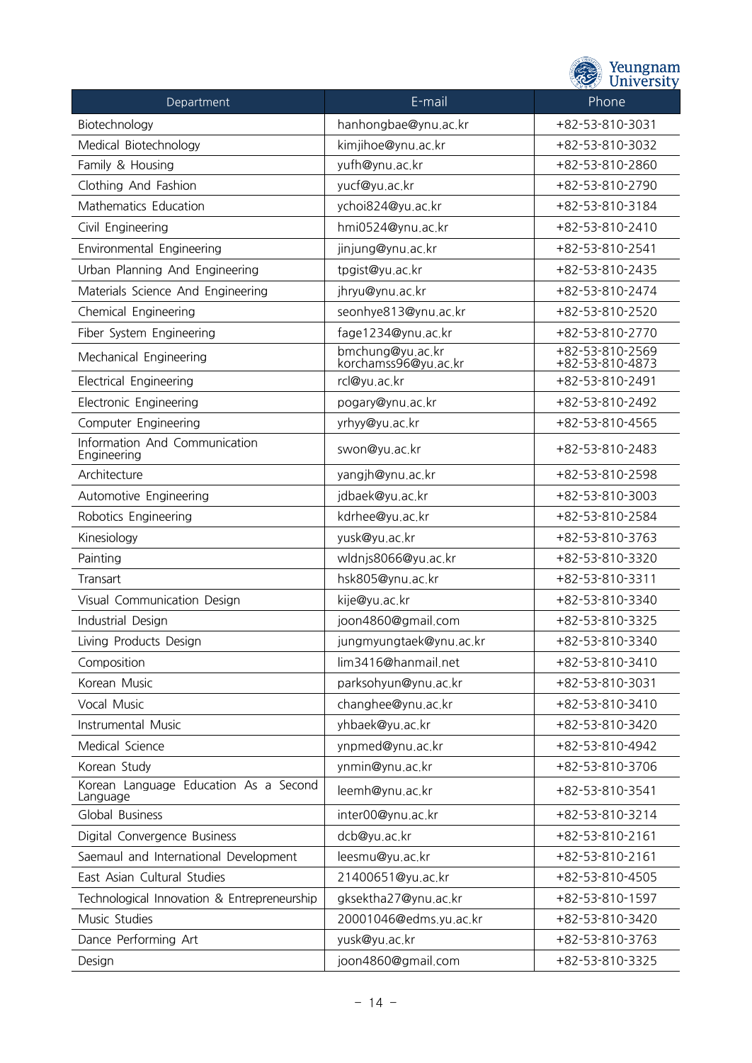| Department | E-mail | Phone |
|---|---|---|
| Biotechnology | hanhongbae@ynu.ac.kr | +82-53-810-3031 |
| Medical Biotechnology | kimjihoe@ynu.ac.kr | +82-53-810-3032 |
| Family & Housing | yufh@ynu.ac.kr | +82-53-810-2860 |
| Clothing And Fashion | yucf@yu.ac.kr | +82-53-810-2790 |
| Mathematics Education | ychoi824@yu.ac.kr | +82-53-810-3184 |
| Civil Engineering | hmi0524@ynu.ac.kr | +82-53-810-2410 |
| Environmental Engineering | jinjung@ynu.ac.kr | +82-53-810-2541 |
| Urban Planning And Engineering | tpgist@yu.ac.kr | +82-53-810-2435 |
| Materials Science And Engineering | jhryu@ynu.ac.kr | +82-53-810-2474 |
| Chemical Engineering | seonhye813@ynu.ac.kr | +82-53-810-2520 |
| Fiber System Engineering | fage1234@ynu.ac.kr | +82-53-810-2770 |
| Mechanical Engineering | bmchung@yu.ac.kr<br>korchamss96@yu.ac.kr | +82-53-810-2569<br>+82-53-810-4873 |
| Electrical Engineering | rcl@yu.ac.kr | +82-53-810-2491 |
| Electronic Engineering | pogary@ynu.ac.kr | +82-53-810-2492 |
| Computer Engineering | yrhyy@yu.ac.kr | +82-53-810-4565 |
| Information And Communication Engineering | swon@yu.ac.kr | +82-53-810-2483 |
| Architecture | yangjh@ynu.ac.kr | +82-53-810-2598 |
| Automotive Engineering | jdbaek@yu.ac.kr | +82-53-810-3003 |
| Robotics Engineering | kdrhee@yu.ac.kr | +82-53-810-2584 |
| Kinesiology | yusk@yu.ac.kr | +82-53-810-3763 |
| Painting | wldnjs8066@yu.ac.kr | +82-53-810-3320 |
| Transart | hsk805@ynu.ac.kr | +82-53-810-3311 |
| Visual Communication Design | kije@yu.ac.kr | +82-53-810-3340 |
| Industrial Design | joon4860@gmail.com | +82-53-810-3325 |
| Living Products Design | jungmyungtaek@ynu.ac.kr | +82-53-810-3340 |
| Composition | lim3416@hanmail.net | +82-53-810-3410 |
| Korean Music | parksohyun@ynu.ac.kr | +82-53-810-3031 |
| Vocal Music | changhee@ynu.ac.kr | +82-53-810-3410 |
| Instrumental Music | yhbaek@yu.ac.kr | +82-53-810-3420 |
| Medical Science | ynpmed@ynu.ac.kr | +82-53-810-4942 |
| Korean Study | ynmin@ynu.ac.kr | +82-53-810-3706 |
| Korean Language Education As a Second Language | leemh@ynu.ac.kr | +82-53-810-3541 |
| Global Business | inter00@ynu.ac.kr | +82-53-810-3214 |
| Digital Convergence Business | dcb@yu.ac.kr | +82-53-810-2161 |
| Saemaul and International Development | leesmu@yu.ac.kr | +82-53-810-2161 |
| East Asian Cultural Studies | 21400651@yu.ac.kr | +82-53-810-4505 |
| Technological Innovation & Entrepreneurship | gksektha27@ynu.ac.kr | +82-53-810-1597 |
| Music Studies | 20001046@edms.yu.ac.kr | +82-53-810-3420 |
| Dance Performing Art | yusk@yu.ac.kr | +82-53-810-3763 |
| Design | joon4860@gmail.com | +82-53-810-3325 |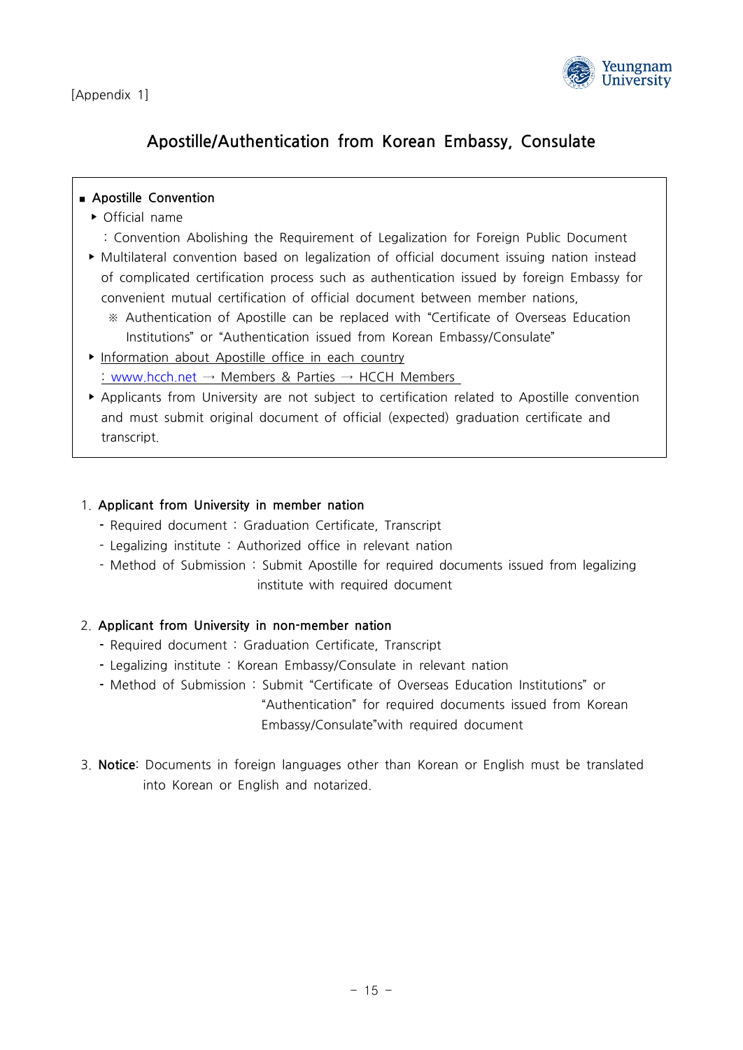[Appendix 1]

# Apostille/Authentication from Korean Embassy, Consulate

■ **Apostille Convention**

- Official name
  : Convention Abolishing the Requirement of Legalization for Foreign Public Document
- Multilateral convention based on legalization of official document issuing nation instead of complicated certification process such as authentication issued by foreign Embassy for convenient mutual certification of official document between member nations,
  ※ Authentication of Apostille can be replaced with "Certificate of Overseas Education Institutions" or "Authentication issued from Korean Embassy/Consulate"
- Information about Apostille office in each country
  : www.hcch.net → Members & Parties → HCCH Members
- Applicants from University are not subject to certification related to Apostille convention and must submit original document of official (expected) graduation certificate and transcript.

1. **Applicant from University in member nation**
   - Required document : Graduation Certificate, Transcript
   - Legalizing institute : Authorized office in relevant nation
   - Method of Submission : Submit Apostille for required documents issued from legalizing institute with required document

2. **Applicant from University in non-member nation**
   - Required document : Graduation Certificate, Transcript
   - Legalizing institute : Korean Embassy/Consulate in relevant nation
   - Method of Submission : Submit "Certificate of Overseas Education Institutions" or "Authentication" for required documents issued from Korean Embassy/Consulate"with required document

3. **Notice**: Documents in foreign languages other than Korean or English must be translated into Korean or English and notarized.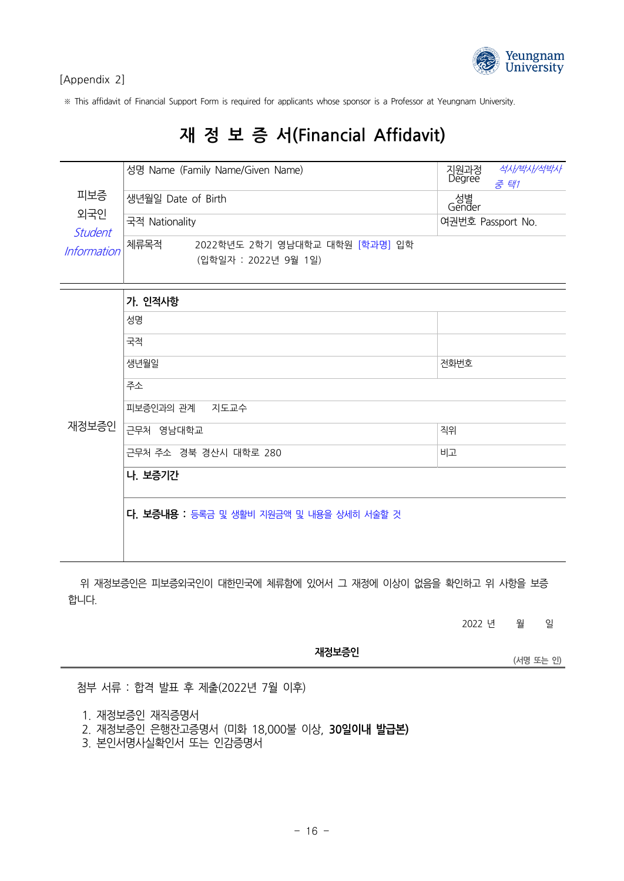[Appendix 2]

※ This affidavit of Financial Support Form is required for applicants whose sponsor is a Professor at Yeungnam University.

# 재 정 보 증 서(Financial Affidavit)

| | | | |
|---|---|---|---|
| 피보증 외국인 *Student Information* | 성명 Name (Family Name/Given Name) | 지원과정 Degree | *석사/박사/석박사 중 택1* |
| | 생년월일 Date of Birth | 성별 Gender | |
| | 국적 Nationality | 여권번호 Passport No. | |
| | 체류목적 2022학년도 2학기 영남대학교 대학원 [학과명] 입학 (입학일자 : 2022년 9월 1일) | | |

| | | |
|---|---|---|
| 재정보증인 | **가. 인적사항** | |
| | 성명 | |
| | 국적 | |
| | 생년월일 | 전화번호 |
| | 주소 | |
| | 피보증인과의 관계 지도교수 | |
| | 근무처 영남대학교 | 직위 |
| | 근무처 주소 경북 경산시 대학로 280 | 비고 |
| | **나. 보증기간** | |
| | **다. 보증내용 :** 등록금 및 생활비 지원금액 및 내용을 상세히 서술할 것 | |

위 재정보증인은 피보증외국인이 대한민국에 체류함에 있어서 그 재정에 이상이 없음을 확인하고 위 사항을 보증합니다.

2022 년 월 일

**재정보증인** (서명 또는 인)

첨부 서류 : 합격 발표 후 제출(2022년 7월 이후)

1. 재정보증인 재직증명서
2. 재정보증인 은행잔고증명서 (미화 18,000불 이상, **30일이내 발급본)**
3. 본인서명사실확인서 또는 인감증명서